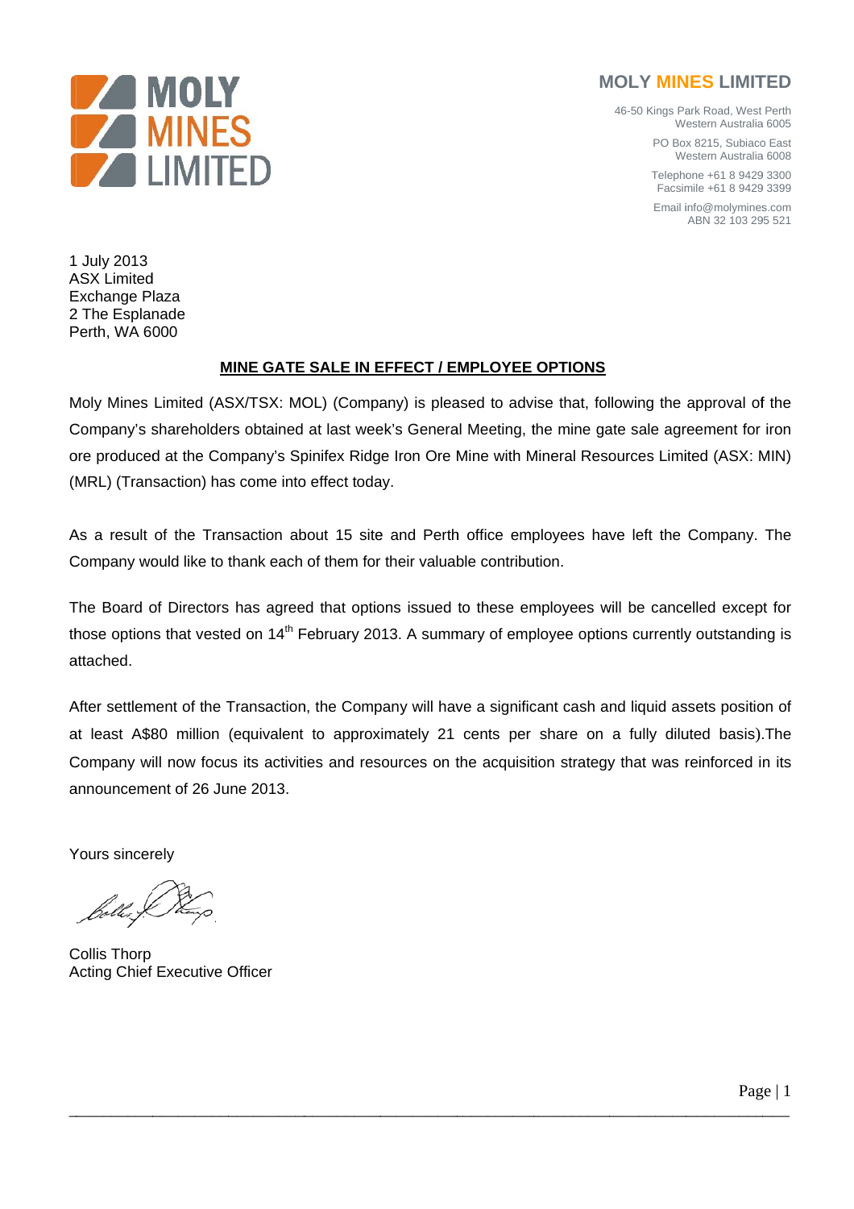**MOLY MINES LIMITED**

46-50 Kings Park Road, West Perth
Western Australia 6005

PO Box 8215, Subiaco East
Western Australia 6008

Telephone +61 8 9429 3300
Facsimile +61 8 9429 3399

Email info@molymines.com
ABN 32 103 295 521

1 July 2013
ASX Limited
Exchange Plaza
2 The Esplanade
Perth, WA 6000

## MINE GATE SALE IN EFFECT / EMPLOYEE OPTIONS

Moly Mines Limited (ASX/TSX: MOL) (Company) is pleased to advise that, following the approval of the Company's shareholders obtained at last week's General Meeting, the mine gate sale agreement for iron ore produced at the Company's Spinifex Ridge Iron Ore Mine with Mineral Resources Limited (ASX: MIN) (MRL) (Transaction) has come into effect today.

As a result of the Transaction about 15 site and Perth office employees have left the Company. The Company would like to thank each of them for their valuable contribution.

The Board of Directors has agreed that options issued to these employees will be cancelled except for those options that vested on 14th February 2013. A summary of employee options currently outstanding is attached.

After settlement of the Transaction, the Company will have a significant cash and liquid assets position of at least A$80 million (equivalent to approximately 21 cents per share on a fully diluted basis).The Company will now focus its activities and resources on the acquisition strategy that was reinforced in its announcement of 26 June 2013.

Yours sincerely

Collis Thorp
Acting Chief Executive Officer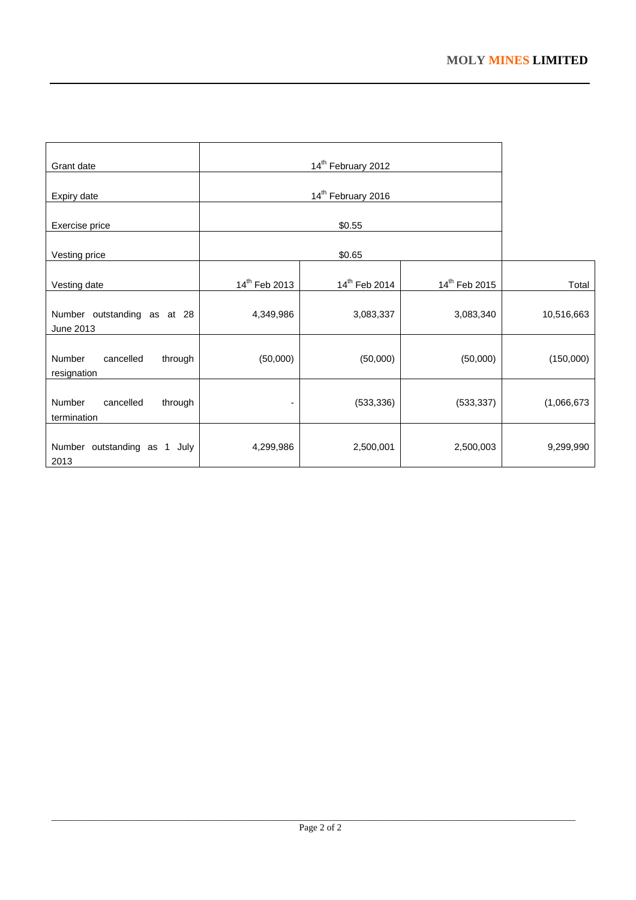| | | | | |
|---|---|---|---|---|
| Grant date | 14th February 2012 | | | |
| Expiry date | 14th February 2016 | | | |
| Exercise price | $0.55 | | | |
| Vesting price | $0.65 | | | |
| Vesting date | 14th Feb 2013 | 14th Feb 2014 | 14th Feb 2015 | Total |
| Number outstanding as at 28 June 2013 | 4,349,986 | 3,083,337 | 3,083,340 | 10,516,663 |
| Number cancelled through resignation | (50,000) | (50,000) | (50,000) | (150,000) |
| Number cancelled through termination | - | (533,336) | (533,337) | (1,066,673 |
| Number outstanding as 1 July 2013 | 4,299,986 | 2,500,001 | 2,500,003 | 9,299,990 |